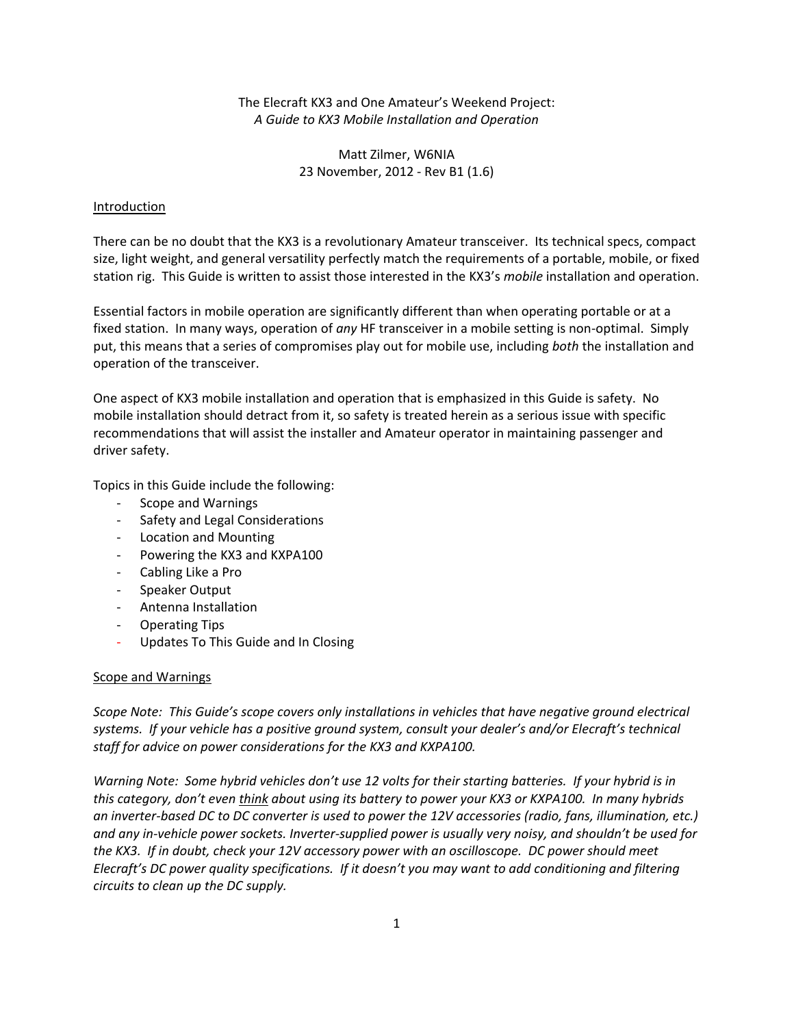# The Elecraft KX3 and One Amateur's Weekend Project:
*A Guide to KX3 Mobile Installation and Operation*

Matt Zilmer, W6NIA
23 November, 2012 - Rev B1 (1.6)

## Introduction

There can be no doubt that the KX3 is a revolutionary Amateur transceiver. Its technical specs, compact size, light weight, and general versatility perfectly match the requirements of a portable, mobile, or fixed station rig. This Guide is written to assist those interested in the KX3's *mobile* installation and operation.

Essential factors in mobile operation are significantly different than when operating portable or at a fixed station. In many ways, operation of *any* HF transceiver in a mobile setting is non-optimal. Simply put, this means that a series of compromises play out for mobile use, including *both* the installation and operation of the transceiver.

One aspect of KX3 mobile installation and operation that is emphasized in this Guide is safety. No mobile installation should detract from it, so safety is treated herein as a serious issue with specific recommendations that will assist the installer and Amateur operator in maintaining passenger and driver safety.

Topics in this Guide include the following:

- Scope and Warnings
- Safety and Legal Considerations
- Location and Mounting
- Powering the KX3 and KXPA100
- Cabling Like a Pro
- Speaker Output
- Antenna Installation
- Operating Tips
- Updates To This Guide and In Closing

## Scope and Warnings

*Scope Note: This Guide's scope covers only installations in vehicles that have negative ground electrical systems. If your vehicle has a positive ground system, consult your dealer's and/or Elecraft's technical staff for advice on power considerations for the KX3 and KXPA100.*

*Warning Note: Some hybrid vehicles don't use 12 volts for their starting batteries. If your hybrid is in this category, don't even <u>think</u> about using its battery to power your KX3 or KXPA100. In many hybrids an inverter-based DC to DC converter is used to power the 12V accessories (radio, fans, illumination, etc.) and any in-vehicle power sockets. Inverter-supplied power is usually very noisy, and shouldn't be used for the KX3. If in doubt, check your 12V accessory power with an oscilloscope. DC power should meet Elecraft's DC power quality specifications. If it doesn't you may want to add conditioning and filtering circuits to clean up the DC supply.*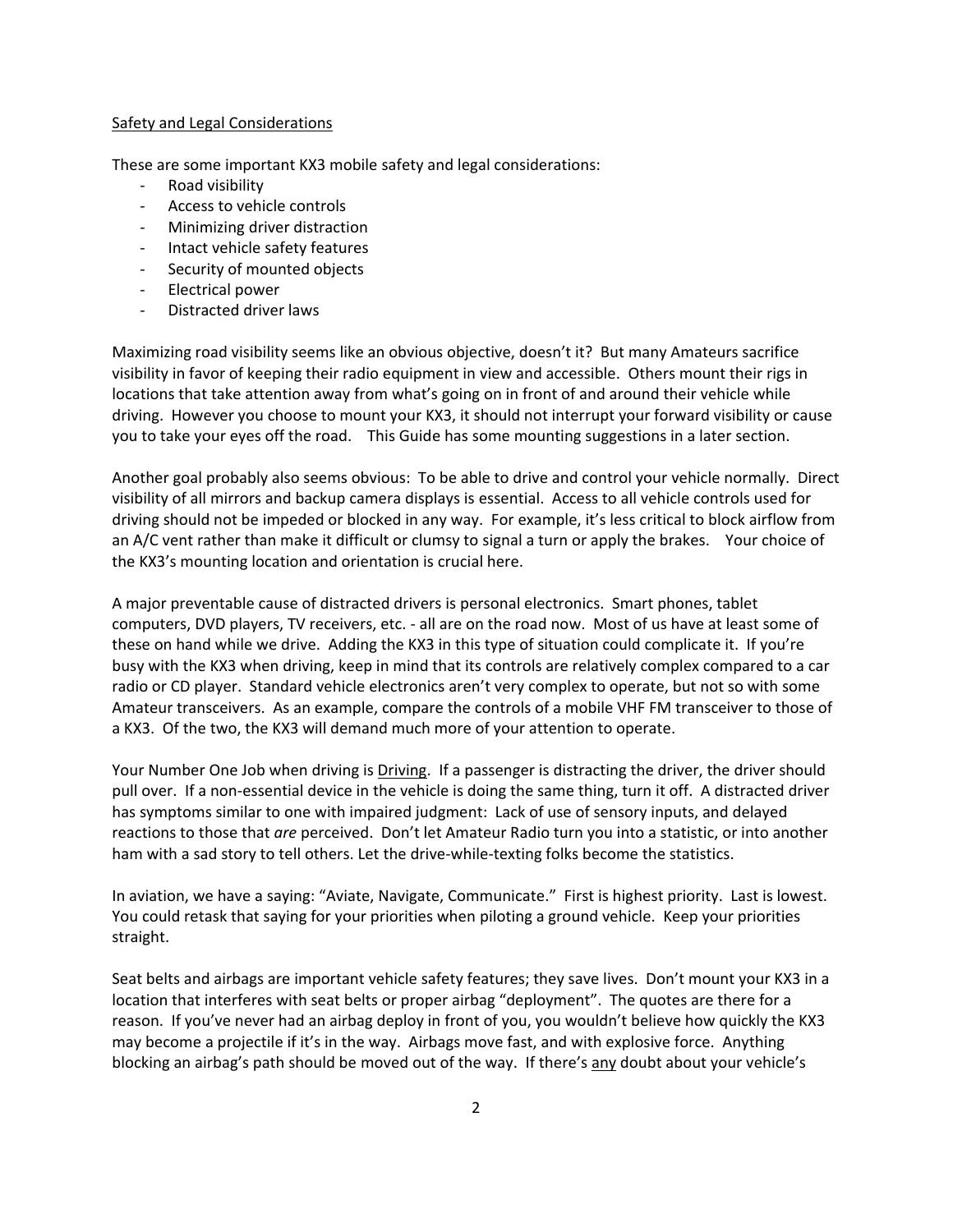<u>Safety and Legal Considerations</u>

These are some important KX3 mobile safety and legal considerations:

- Road visibility
- Access to vehicle controls
- Minimizing driver distraction
- Intact vehicle safety features
- Security of mounted objects
- Electrical power
- Distracted driver laws

Maximizing road visibility seems like an obvious objective, doesn't it? But many Amateurs sacrifice visibility in favor of keeping their radio equipment in view and accessible. Others mount their rigs in locations that take attention away from what's going on in front of and around their vehicle while driving. However you choose to mount your KX3, it should not interrupt your forward visibility or cause you to take your eyes off the road. This Guide has some mounting suggestions in a later section.

Another goal probably also seems obvious: To be able to drive and control your vehicle normally. Direct visibility of all mirrors and backup camera displays is essential. Access to all vehicle controls used for driving should not be impeded or blocked in any way. For example, it's less critical to block airflow from an A/C vent rather than make it difficult or clumsy to signal a turn or apply the brakes. Your choice of the KX3's mounting location and orientation is crucial here.

A major preventable cause of distracted drivers is personal electronics. Smart phones, tablet computers, DVD players, TV receivers, etc. - all are on the road now. Most of us have at least some of these on hand while we drive. Adding the KX3 in this type of situation could complicate it. If you're busy with the KX3 when driving, keep in mind that its controls are relatively complex compared to a car radio or CD player. Standard vehicle electronics aren't very complex to operate, but not so with some Amateur transceivers. As an example, compare the controls of a mobile VHF FM transceiver to those of a KX3. Of the two, the KX3 will demand much more of your attention to operate.

Your Number One Job when driving is <u>Driving</u>. If a passenger is distracting the driver, the driver should pull over. If a non-essential device in the vehicle is doing the same thing, turn it off. A distracted driver has symptoms similar to one with impaired judgment: Lack of use of sensory inputs, and delayed reactions to those that *are* perceived. Don't let Amateur Radio turn you into a statistic, or into another ham with a sad story to tell others. Let the drive-while-texting folks become the statistics.

In aviation, we have a saying: "Aviate, Navigate, Communicate." First is highest priority. Last is lowest. You could retask that saying for your priorities when piloting a ground vehicle. Keep your priorities straight.

Seat belts and airbags are important vehicle safety features; they save lives. Don't mount your KX3 in a location that interferes with seat belts or proper airbag "deployment". The quotes are there for a reason. If you've never had an airbag deploy in front of you, you wouldn't believe how quickly the KX3 may become a projectile if it's in the way. Airbags move fast, and with explosive force. Anything blocking an airbag's path should be moved out of the way. If there's <u>any</u> doubt about your vehicle's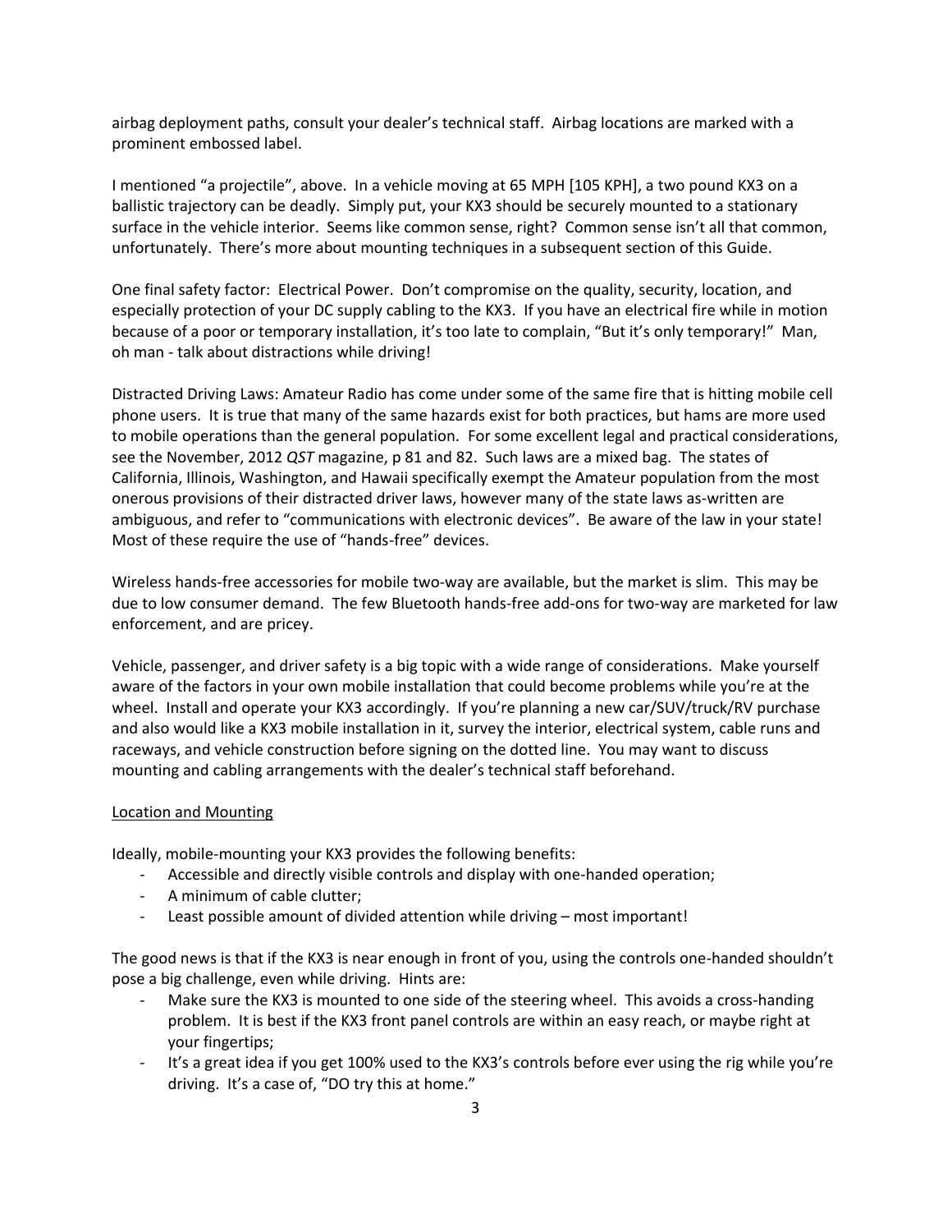airbag deployment paths, consult your dealer's technical staff. Airbag locations are marked with a prominent embossed label.

I mentioned "a projectile", above. In a vehicle moving at 65 MPH [105 KPH], a two pound KX3 on a ballistic trajectory can be deadly. Simply put, your KX3 should be securely mounted to a stationary surface in the vehicle interior. Seems like common sense, right? Common sense isn't all that common, unfortunately. There's more about mounting techniques in a subsequent section of this Guide.

One final safety factor: Electrical Power. Don't compromise on the quality, security, location, and especially protection of your DC supply cabling to the KX3. If you have an electrical fire while in motion because of a poor or temporary installation, it's too late to complain, "But it's only temporary!" Man, oh man - talk about distractions while driving!

Distracted Driving Laws: Amateur Radio has come under some of the same fire that is hitting mobile cell phone users. It is true that many of the same hazards exist for both practices, but hams are more used to mobile operations than the general population. For some excellent legal and practical considerations, see the November, 2012 *QST* magazine, p 81 and 82. Such laws are a mixed bag. The states of California, Illinois, Washington, and Hawaii specifically exempt the Amateur population from the most onerous provisions of their distracted driver laws, however many of the state laws as-written are ambiguous, and refer to "communications with electronic devices". Be aware of the law in your state! Most of these require the use of "hands-free" devices.

Wireless hands-free accessories for mobile two-way are available, but the market is slim. This may be due to low consumer demand. The few Bluetooth hands-free add-ons for two-way are marketed for law enforcement, and are pricey.

Vehicle, passenger, and driver safety is a big topic with a wide range of considerations. Make yourself aware of the factors in your own mobile installation that could become problems while you're at the wheel. Install and operate your KX3 accordingly. If you're planning a new car/SUV/truck/RV purchase and also would like a KX3 mobile installation in it, survey the interior, electrical system, cable runs and raceways, and vehicle construction before signing on the dotted line. You may want to discuss mounting and cabling arrangements with the dealer's technical staff beforehand.

<u>Location and Mounting</u>

Ideally, mobile-mounting your KX3 provides the following benefits:

- Accessible and directly visible controls and display with one-handed operation;
- A minimum of cable clutter;
- Least possible amount of divided attention while driving – most important!

The good news is that if the KX3 is near enough in front of you, using the controls one-handed shouldn't pose a big challenge, even while driving. Hints are:

- Make sure the KX3 is mounted to one side of the steering wheel. This avoids a cross-handing problem. It is best if the KX3 front panel controls are within an easy reach, or maybe right at your fingertips;
- It's a great idea if you get 100% used to the KX3's controls before ever using the rig while you're driving. It's a case of, "DO try this at home."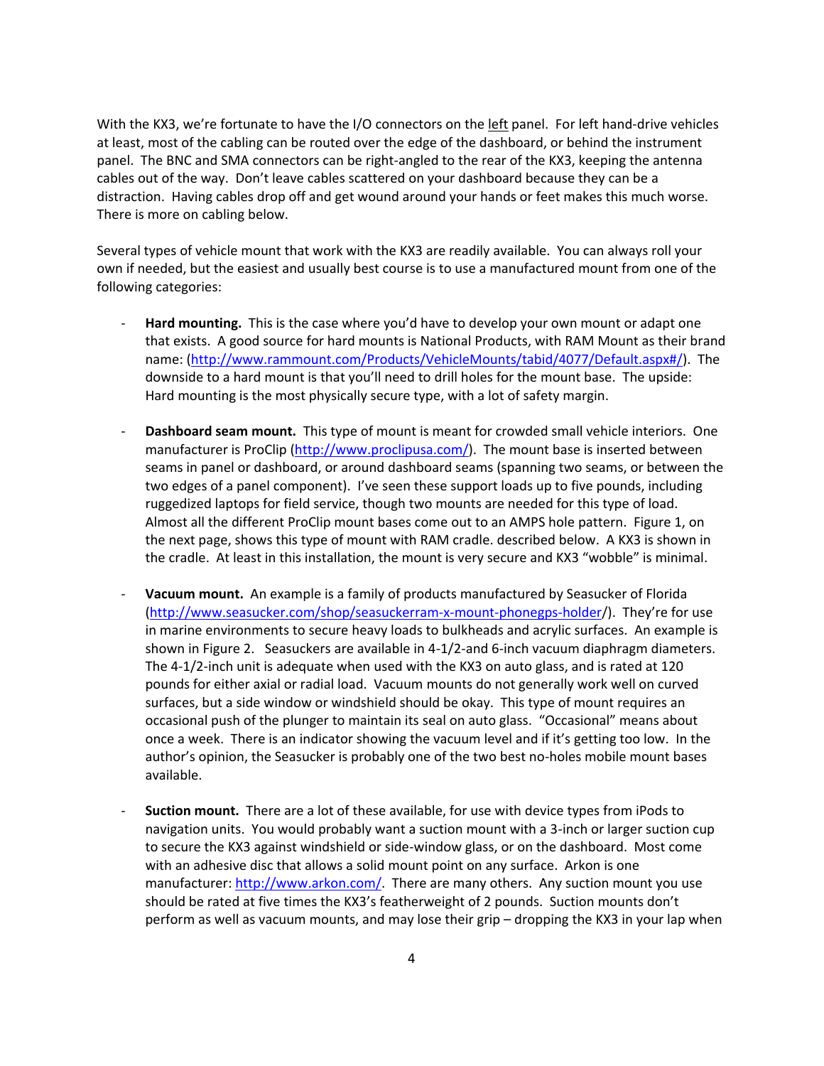With the KX3, we're fortunate to have the I/O connectors on the left panel. For left hand-drive vehicles at least, most of the cabling can be routed over the edge of the dashboard, or behind the instrument panel. The BNC and SMA connectors can be right-angled to the rear of the KX3, keeping the antenna cables out of the way. Don't leave cables scattered on your dashboard because they can be a distraction. Having cables drop off and get wound around your hands or feet makes this much worse. There is more on cabling below.

Several types of vehicle mount that work with the KX3 are readily available. You can always roll your own if needed, but the easiest and usually best course is to use a manufactured mount from one of the following categories:

- **Hard mounting.** This is the case where you'd have to develop your own mount or adapt one that exists. A good source for hard mounts is National Products, with RAM Mount as their brand name: (http://www.rammount.com/Products/VehicleMounts/tabid/4077/Default.aspx#/). The downside to a hard mount is that you'll need to drill holes for the mount base. The upside: Hard mounting is the most physically secure type, with a lot of safety margin.

- **Dashboard seam mount.** This type of mount is meant for crowded small vehicle interiors. One manufacturer is ProClip (http://www.proclipusa.com/). The mount base is inserted between seams in panel or dashboard, or around dashboard seams (spanning two seams, or between the two edges of a panel component). I've seen these support loads up to five pounds, including ruggedized laptops for field service, though two mounts are needed for this type of load. Almost all the different ProClip mount bases come out to an AMPS hole pattern. Figure 1, on the next page, shows this type of mount with RAM cradle. described below. A KX3 is shown in the cradle. At least in this installation, the mount is very secure and KX3 "wobble" is minimal.

- **Vacuum mount.** An example is a family of products manufactured by Seasucker of Florida (http://www.seasucker.com/shop/seasuckerram-x-mount-phonegps-holder/). They're for use in marine environments to secure heavy loads to bulkheads and acrylic surfaces. An example is shown in Figure 2. Seasuckers are available in 4-1/2-and 6-inch vacuum diaphragm diameters. The 4-1/2-inch unit is adequate when used with the KX3 on auto glass, and is rated at 120 pounds for either axial or radial load. Vacuum mounts do not generally work well on curved surfaces, but a side window or windshield should be okay. This type of mount requires an occasional push of the plunger to maintain its seal on auto glass. "Occasional" means about once a week. There is an indicator showing the vacuum level and if it's getting too low. In the author's opinion, the Seasucker is probably one of the two best no-holes mobile mount bases available.

- **Suction mount.** There are a lot of these available, for use with device types from iPods to navigation units. You would probably want a suction mount with a 3-inch or larger suction cup to secure the KX3 against windshield or side-window glass, or on the dashboard. Most come with an adhesive disc that allows a solid mount point on any surface. Arkon is one manufacturer: http://www.arkon.com/. There are many others. Any suction mount you use should be rated at five times the KX3's featherweight of 2 pounds. Suction mounts don't perform as well as vacuum mounts, and may lose their grip – dropping the KX3 in your lap when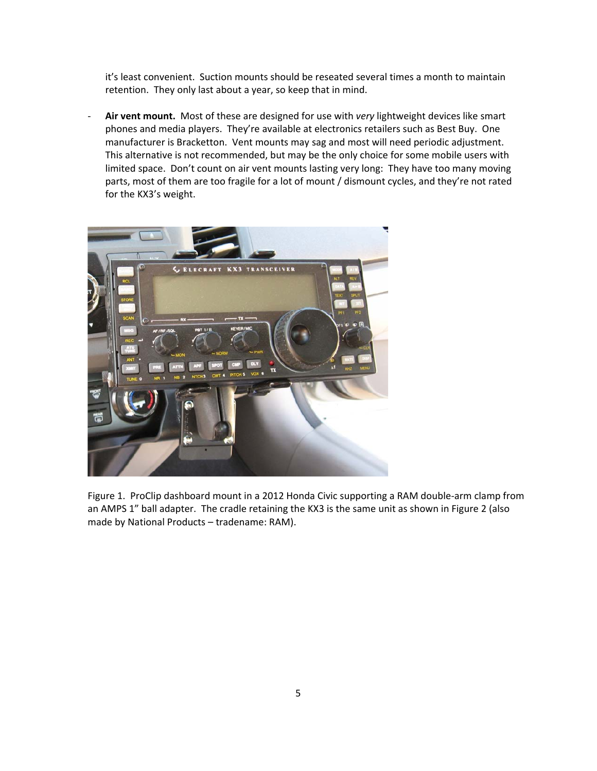it's least convenient. Suction mounts should be reseated several times a month to maintain retention. They only last about a year, so keep that in mind.

- **Air vent mount.** Most of these are designed for use with *very* lightweight devices like smart phones and media players. They're available at electronics retailers such as Best Buy. One manufacturer is Bracketton. Vent mounts may sag and most will need periodic adjustment. This alternative is not recommended, but may be the only choice for some mobile users with limited space. Don't count on air vent mounts lasting very long: They have too many moving parts, most of them are too fragile for a lot of mount / dismount cycles, and they're not rated for the KX3's weight.

Figure 1. ProClip dashboard mount in a 2012 Honda Civic supporting a RAM double-arm clamp from an AMPS 1" ball adapter. The cradle retaining the KX3 is the same unit as shown in Figure 2 (also made by National Products – tradename: RAM).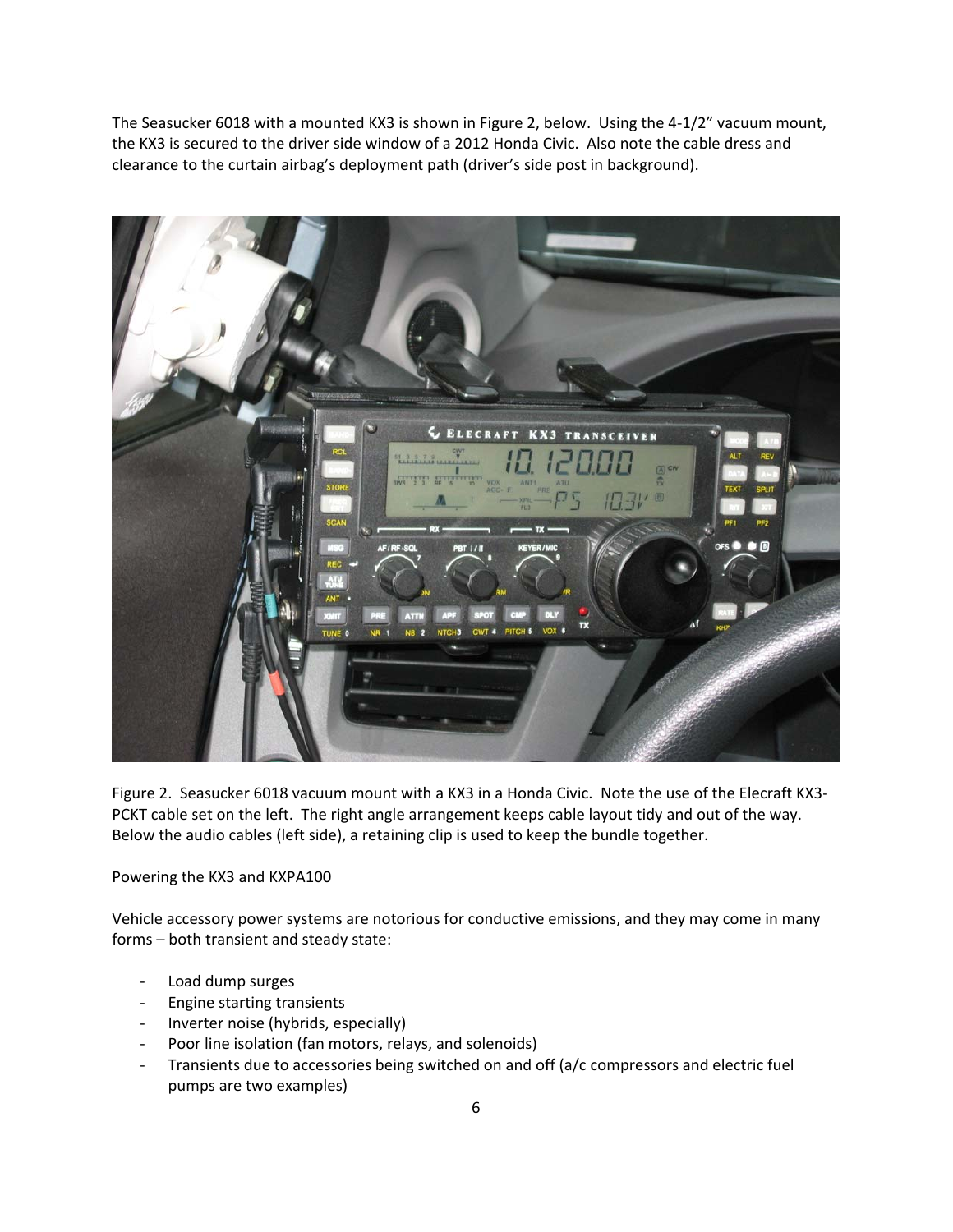The Seasucker 6018 with a mounted KX3 is shown in Figure 2, below. Using the 4-1/2" vacuum mount, the KX3 is secured to the driver side window of a 2012 Honda Civic. Also note the cable dress and clearance to the curtain airbag's deployment path (driver's side post in background).

Figure 2. Seasucker 6018 vacuum mount with a KX3 in a Honda Civic. Note the use of the Elecraft KX3-PCKT cable set on the left. The right angle arrangement keeps cable layout tidy and out of the way. Below the audio cables (left side), a retaining clip is used to keep the bundle together.

## Powering the KX3 and KXPA100

Vehicle accessory power systems are notorious for conductive emissions, and they may come in many forms – both transient and steady state:

- Load dump surges
- Engine starting transients
- Inverter noise (hybrids, especially)
- Poor line isolation (fan motors, relays, and solenoids)
- Transients due to accessories being switched on and off (a/c compressors and electric fuel pumps are two examples)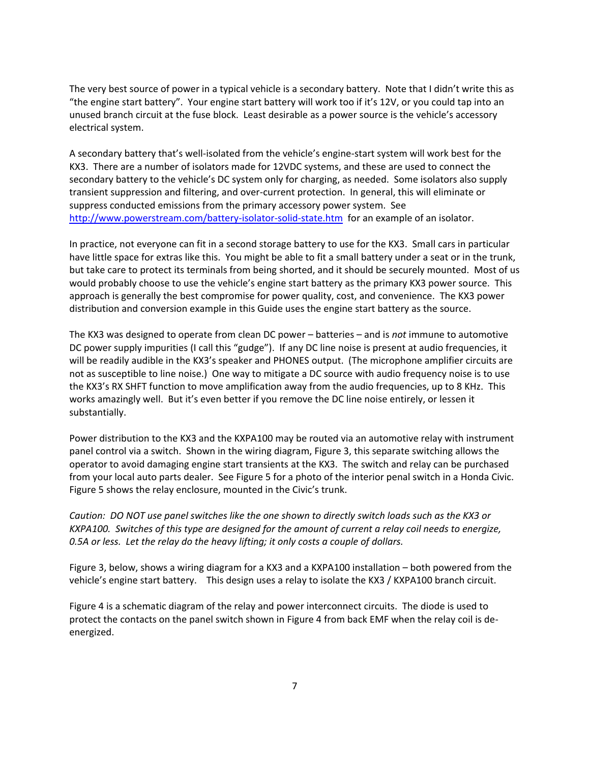The very best source of power in a typical vehicle is a secondary battery. Note that I didn't write this as "the engine start battery". Your engine start battery will work too if it's 12V, or you could tap into an unused branch circuit at the fuse block. Least desirable as a power source is the vehicle's accessory electrical system.

A secondary battery that's well-isolated from the vehicle's engine-start system will work best for the KX3. There are a number of isolators made for 12VDC systems, and these are used to connect the secondary battery to the vehicle's DC system only for charging, as needed. Some isolators also supply transient suppression and filtering, and over-current protection. In general, this will eliminate or suppress conducted emissions from the primary accessory power system. See http://www.powerstream.com/battery-isolator-solid-state.htm for an example of an isolator.

In practice, not everyone can fit in a second storage battery to use for the KX3. Small cars in particular have little space for extras like this. You might be able to fit a small battery under a seat or in the trunk, but take care to protect its terminals from being shorted, and it should be securely mounted. Most of us would probably choose to use the vehicle's engine start battery as the primary KX3 power source. This approach is generally the best compromise for power quality, cost, and convenience. The KX3 power distribution and conversion example in this Guide uses the engine start battery as the source.

The KX3 was designed to operate from clean DC power – batteries – and is *not* immune to automotive DC power supply impurities (I call this "gudge"). If any DC line noise is present at audio frequencies, it will be readily audible in the KX3's speaker and PHONES output. (The microphone amplifier circuits are not as susceptible to line noise.) One way to mitigate a DC source with audio frequency noise is to use the KX3's RX SHFT function to move amplification away from the audio frequencies, up to 8 KHz. This works amazingly well. But it's even better if you remove the DC line noise entirely, or lessen it substantially.

Power distribution to the KX3 and the KXPA100 may be routed via an automotive relay with instrument panel control via a switch. Shown in the wiring diagram, Figure 3, this separate switching allows the operator to avoid damaging engine start transients at the KX3. The switch and relay can be purchased from your local auto parts dealer. See Figure 5 for a photo of the interior penal switch in a Honda Civic. Figure 5 shows the relay enclosure, mounted in the Civic's trunk.

*Caution: DO NOT use panel switches like the one shown to directly switch loads such as the KX3 or KXPA100. Switches of this type are designed for the amount of current a relay coil needs to energize, 0.5A or less. Let the relay do the heavy lifting; it only costs a couple of dollars.*

Figure 3, below, shows a wiring diagram for a KX3 and a KXPA100 installation – both powered from the vehicle's engine start battery. This design uses a relay to isolate the KX3 / KXPA100 branch circuit.

Figure 4 is a schematic diagram of the relay and power interconnect circuits. The diode is used to protect the contacts on the panel switch shown in Figure 4 from back EMF when the relay coil is de-energized.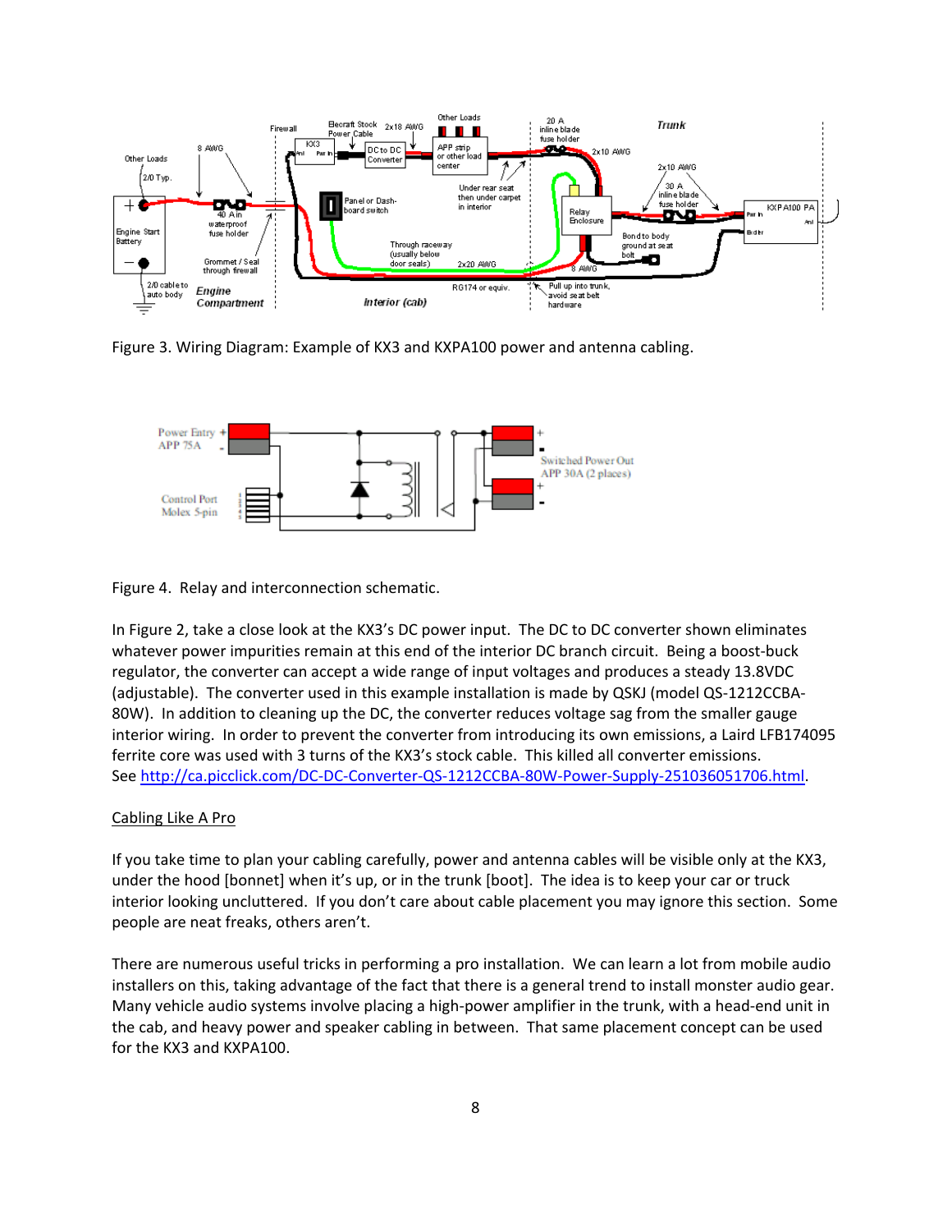Figure 3. Wiring Diagram: Example of KX3 and KXPA100 power and antenna cabling.

Figure 4. Relay and interconnection schematic.

In Figure 2, take a close look at the KX3's DC power input. The DC to DC converter shown eliminates whatever power impurities remain at this end of the interior DC branch circuit. Being a boost-buck regulator, the converter can accept a wide range of input voltages and produces a steady 13.8VDC (adjustable). The converter used in this example installation is made by QSKJ (model QS-1212CCBA-80W). In addition to cleaning up the DC, the converter reduces voltage sag from the smaller gauge interior wiring. In order to prevent the converter from introducing its own emissions, a Laird LFB174095 ferrite core was used with 3 turns of the KX3's stock cable. This killed all converter emissions. See [http://ca.picclick.com/DC-DC-Converter-QS-1212CCBA-80W-Power-Supply-251036051706.html](http://ca.picclick.com/DC-DC-Converter-QS-1212CCBA-80W-Power-Supply-251036051706.html).

## Cabling Like A Pro

If you take time to plan your cabling carefully, power and antenna cables will be visible only at the KX3, under the hood [bonnet] when it's up, or in the trunk [boot]. The idea is to keep your car or truck interior looking uncluttered. If you don't care about cable placement you may ignore this section. Some people are neat freaks, others aren't.

There are numerous useful tricks in performing a pro installation. We can learn a lot from mobile audio installers on this, taking advantage of the fact that there is a general trend to install monster audio gear. Many vehicle audio systems involve placing a high-power amplifier in the trunk, with a head-end unit in the cab, and heavy power and speaker cabling in between. That same placement concept can be used for the KX3 and KXPA100.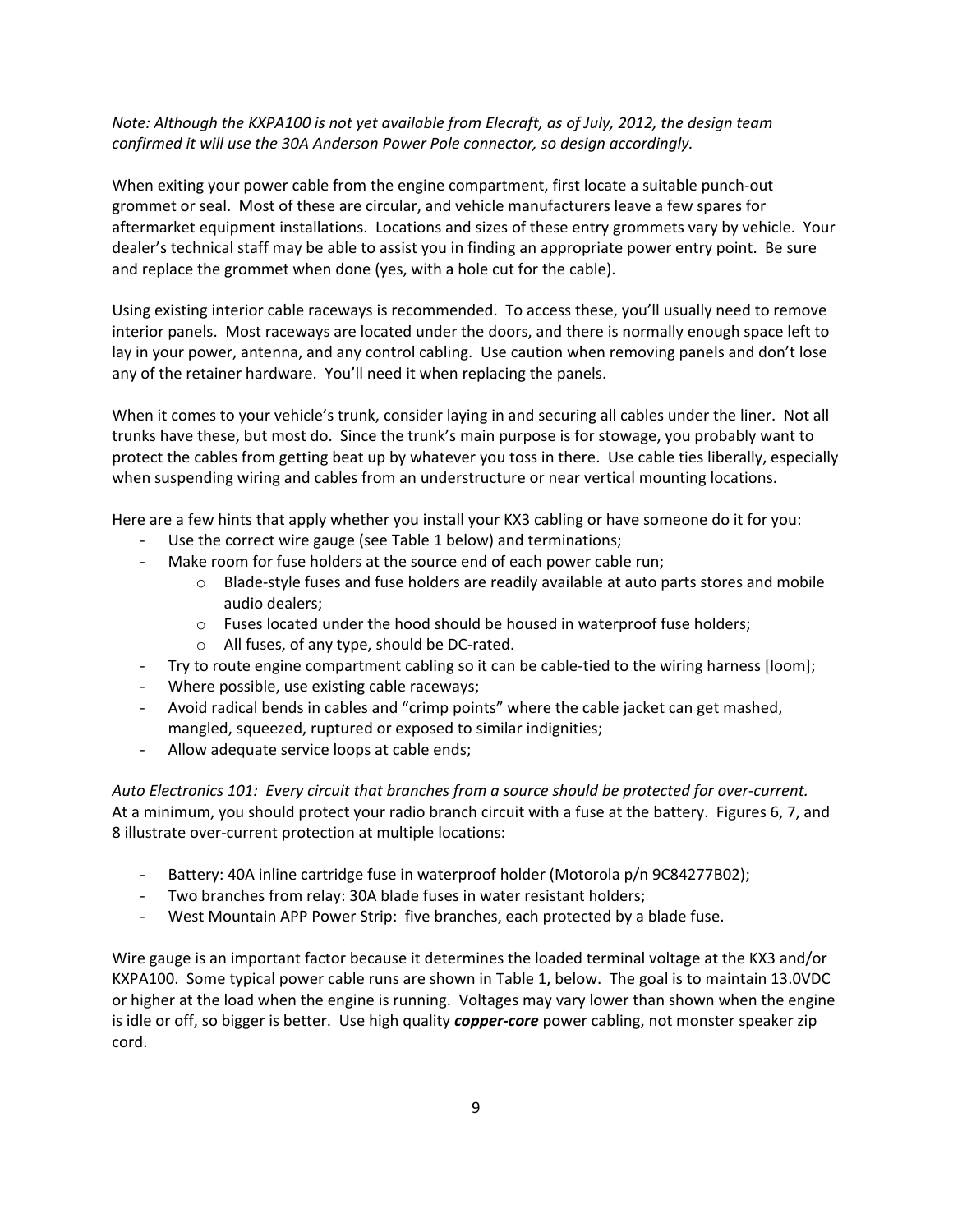*Note: Although the KXPA100 is not yet available from Elecraft, as of July, 2012, the design team confirmed it will use the 30A Anderson Power Pole connector, so design accordingly.*

When exiting your power cable from the engine compartment, first locate a suitable punch-out grommet or seal. Most of these are circular, and vehicle manufacturers leave a few spares for aftermarket equipment installations. Locations and sizes of these entry grommets vary by vehicle. Your dealer's technical staff may be able to assist you in finding an appropriate power entry point. Be sure and replace the grommet when done (yes, with a hole cut for the cable).

Using existing interior cable raceways is recommended. To access these, you'll usually need to remove interior panels. Most raceways are located under the doors, and there is normally enough space left to lay in your power, antenna, and any control cabling. Use caution when removing panels and don't lose any of the retainer hardware. You'll need it when replacing the panels.

When it comes to your vehicle's trunk, consider laying in and securing all cables under the liner. Not all trunks have these, but most do. Since the trunk's main purpose is for stowage, you probably want to protect the cables from getting beat up by whatever you toss in there. Use cable ties liberally, especially when suspending wiring and cables from an understructure or near vertical mounting locations.

Here are a few hints that apply whether you install your KX3 cabling or have someone do it for you:

- Use the correct wire gauge (see Table 1 below) and terminations;
- Make room for fuse holders at the source end of each power cable run;
  - Blade-style fuses and fuse holders are readily available at auto parts stores and mobile audio dealers;
  - Fuses located under the hood should be housed in waterproof fuse holders;
  - All fuses, of any type, should be DC-rated.
- Try to route engine compartment cabling so it can be cable-tied to the wiring harness [loom];
- Where possible, use existing cable raceways;
- Avoid radical bends in cables and "crimp points" where the cable jacket can get mashed, mangled, squeezed, ruptured or exposed to similar indignities;
- Allow adequate service loops at cable ends;

*Auto Electronics 101: Every circuit that branches from a source should be protected for over-current.* At a minimum, you should protect your radio branch circuit with a fuse at the battery. Figures 6, 7, and 8 illustrate over-current protection at multiple locations:

- Battery: 40A inline cartridge fuse in waterproof holder (Motorola p/n 9C84277B02);
- Two branches from relay: 30A blade fuses in water resistant holders;
- West Mountain APP Power Strip: five branches, each protected by a blade fuse.

Wire gauge is an important factor because it determines the loaded terminal voltage at the KX3 and/or KXPA100. Some typical power cable runs are shown in Table 1, below. The goal is to maintain 13.0VDC or higher at the load when the engine is running. Voltages may vary lower than shown when the engine is idle or off, so bigger is better. Use high quality ***copper-core*** power cabling, not monster speaker zip cord.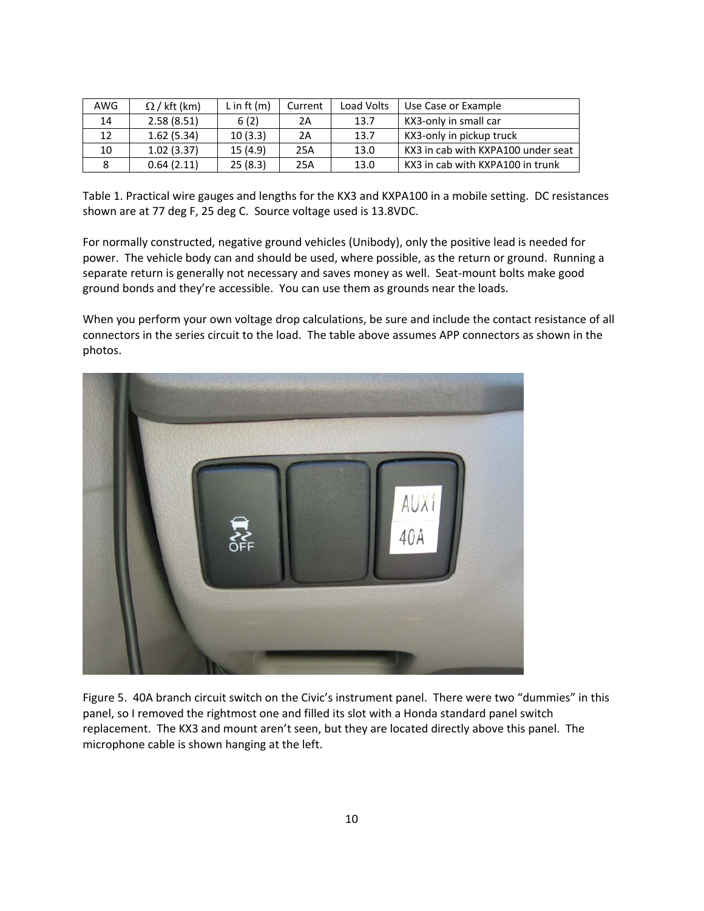| AWG | Ω / kft (km) | L in ft (m) | Current | Load Volts | Use Case or Example |
|---|---|---|---|---|---|
| 14 | 2.58 (8.51) | 6 (2) | 2A | 13.7 | KX3-only in small car |
| 12 | 1.62 (5.34) | 10 (3.3) | 2A | 13.7 | KX3-only in pickup truck |
| 10 | 1.02 (3.37) | 15 (4.9) | 25A | 13.0 | KX3 in cab with KXPA100 under seat |
| 8 | 0.64 (2.11) | 25 (8.3) | 25A | 13.0 | KX3 in cab with KXPA100 in trunk |

Table 1. Practical wire gauges and lengths for the KX3 and KXPA100 in a mobile setting. DC resistances shown are at 77 deg F, 25 deg C. Source voltage used is 13.8VDC.

For normally constructed, negative ground vehicles (Unibody), only the positive lead is needed for power. The vehicle body can and should be used, where possible, as the return or ground. Running a separate return is generally not necessary and saves money as well. Seat-mount bolts make good ground bonds and they're accessible. You can use them as grounds near the loads.

When you perform your own voltage drop calculations, be sure and include the contact resistance of all connectors in the series circuit to the load. The table above assumes APP connectors as shown in the photos.

Figure 5. 40A branch circuit switch on the Civic's instrument panel. There were two "dummies" in this panel, so I removed the rightmost one and filled its slot with a Honda standard panel switch replacement. The KX3 and mount aren't seen, but they are located directly above this panel. The microphone cable is shown hanging at the left.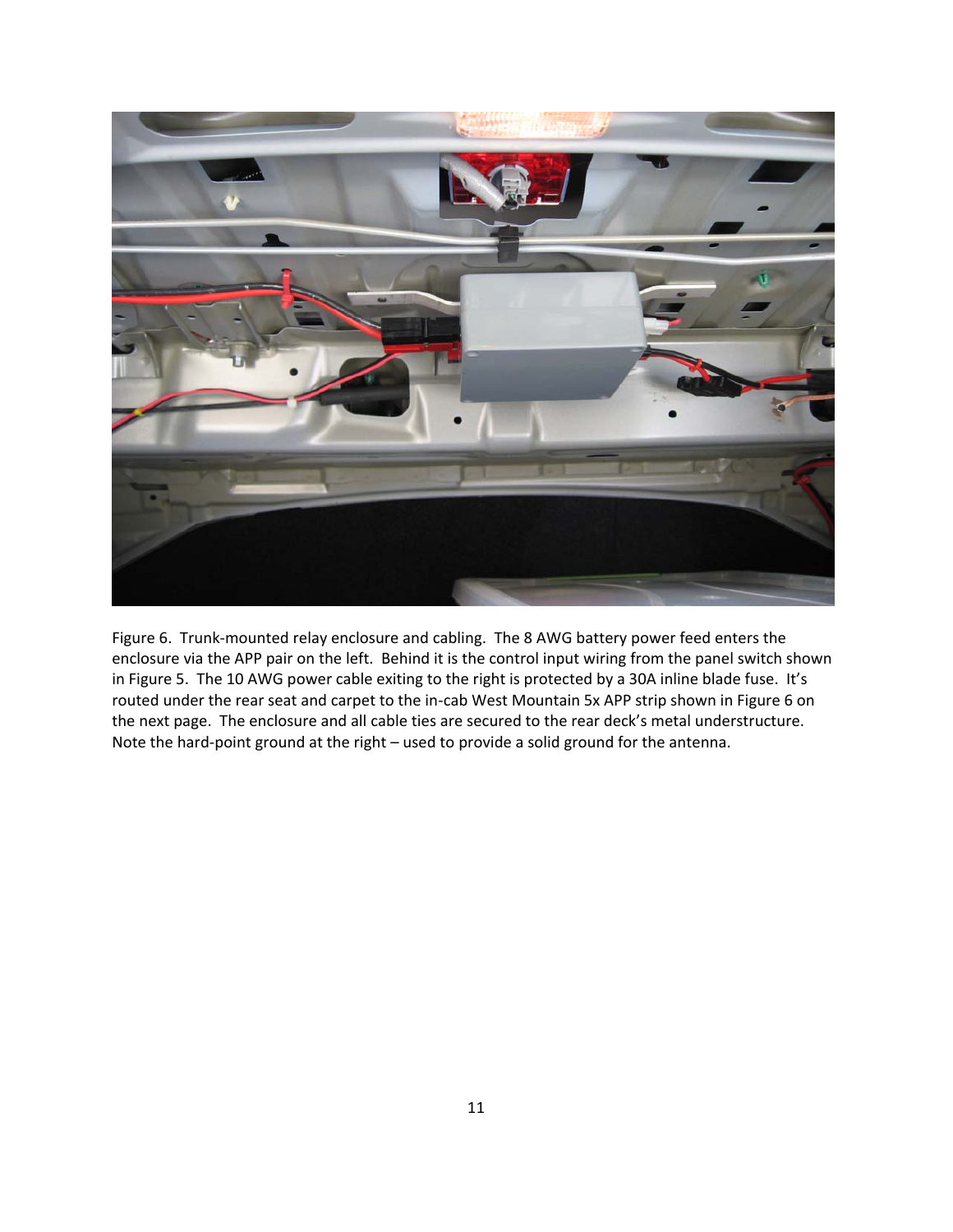Figure 6. Trunk-mounted relay enclosure and cabling. The 8 AWG battery power feed enters the enclosure via the APP pair on the left. Behind it is the control input wiring from the panel switch shown in Figure 5. The 10 AWG power cable exiting to the right is protected by a 30A inline blade fuse. It's routed under the rear seat and carpet to the in-cab West Mountain 5x APP strip shown in Figure 6 on the next page. The enclosure and all cable ties are secured to the rear deck's metal understructure. Note the hard-point ground at the right – used to provide a solid ground for the antenna.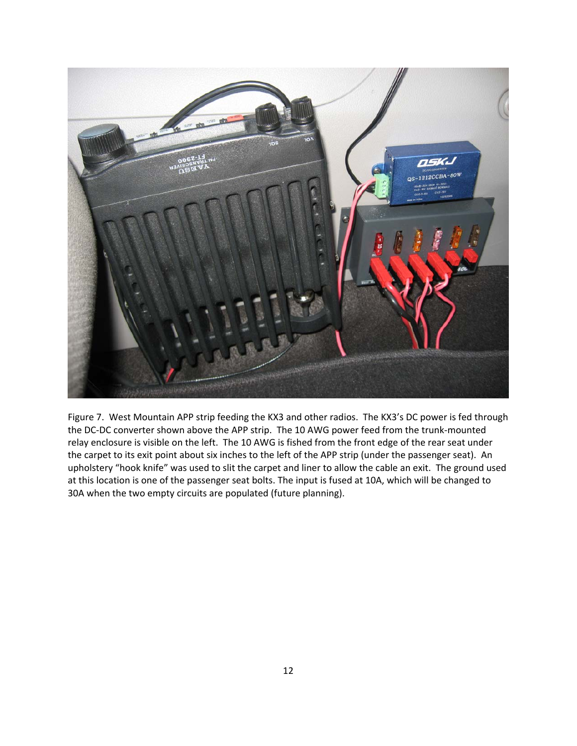Figure 7. West Mountain APP strip feeding the KX3 and other radios. The KX3's DC power is fed through the DC-DC converter shown above the APP strip. The 10 AWG power feed from the trunk-mounted relay enclosure is visible on the left. The 10 AWG is fished from the front edge of the rear seat under the carpet to its exit point about six inches to the left of the APP strip (under the passenger seat). An upholstery "hook knife" was used to slit the carpet and liner to allow the cable an exit. The ground used at this location is one of the passenger seat bolts. The input is fused at 10A, which will be changed to 30A when the two empty circuits are populated (future planning).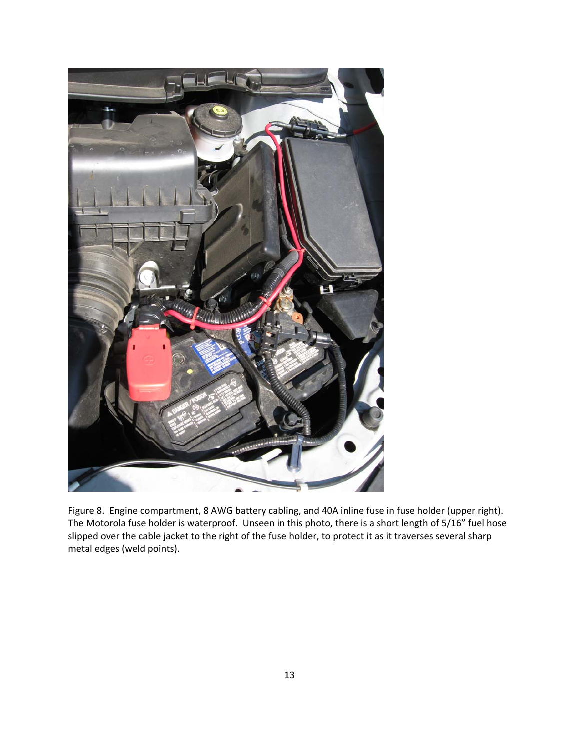Figure 8. Engine compartment, 8 AWG battery cabling, and 40A inline fuse in fuse holder (upper right). The Motorola fuse holder is waterproof. Unseen in this photo, there is a short length of 5/16" fuel hose slipped over the cable jacket to the right of the fuse holder, to protect it as it traverses several sharp metal edges (weld points).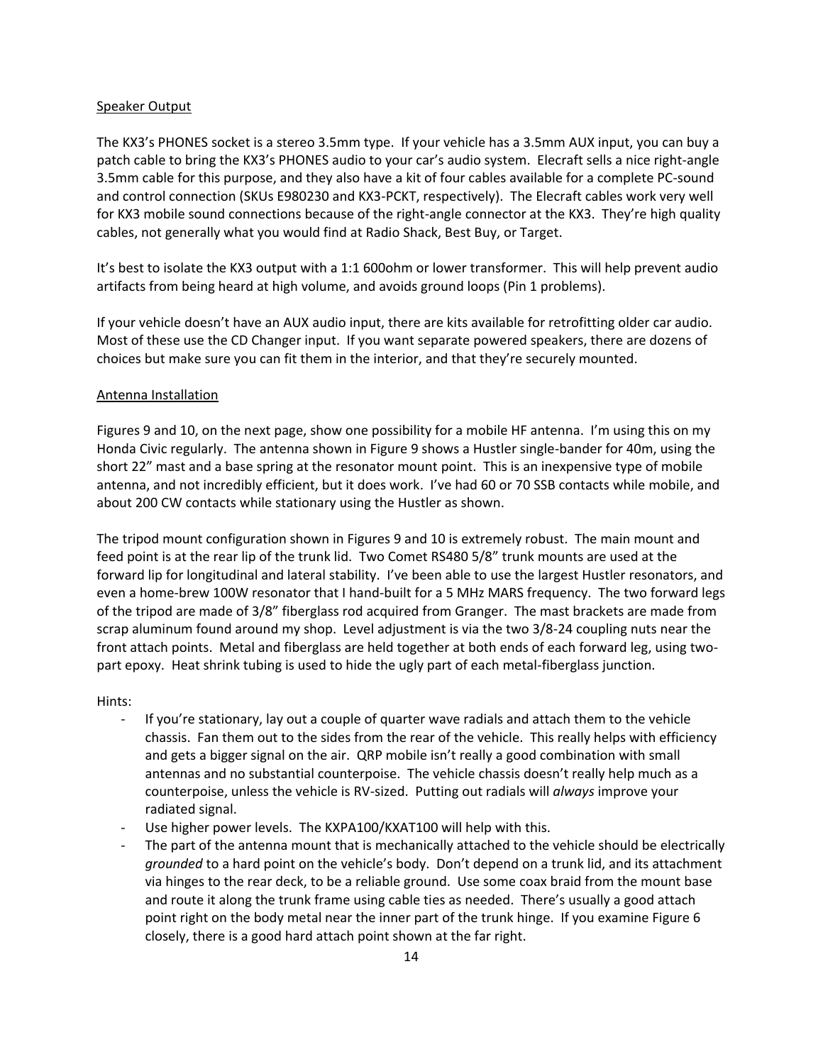Speaker Output

The KX3's PHONES socket is a stereo 3.5mm type. If your vehicle has a 3.5mm AUX input, you can buy a patch cable to bring the KX3's PHONES audio to your car's audio system. Elecraft sells a nice right-angle 3.5mm cable for this purpose, and they also have a kit of four cables available for a complete PC-sound and control connection (SKUs E980230 and KX3-PCKT, respectively). The Elecraft cables work very well for KX3 mobile sound connections because of the right-angle connector at the KX3. They're high quality cables, not generally what you would find at Radio Shack, Best Buy, or Target.

It's best to isolate the KX3 output with a 1:1 600ohm or lower transformer. This will help prevent audio artifacts from being heard at high volume, and avoids ground loops (Pin 1 problems).

If your vehicle doesn't have an AUX audio input, there are kits available for retrofitting older car audio. Most of these use the CD Changer input. If you want separate powered speakers, there are dozens of choices but make sure you can fit them in the interior, and that they're securely mounted.

Antenna Installation

Figures 9 and 10, on the next page, show one possibility for a mobile HF antenna. I'm using this on my Honda Civic regularly. The antenna shown in Figure 9 shows a Hustler single-bander for 40m, using the short 22" mast and a base spring at the resonator mount point. This is an inexpensive type of mobile antenna, and not incredibly efficient, but it does work. I've had 60 or 70 SSB contacts while mobile, and about 200 CW contacts while stationary using the Hustler as shown.

The tripod mount configuration shown in Figures 9 and 10 is extremely robust. The main mount and feed point is at the rear lip of the trunk lid. Two Comet RS480 5/8" trunk mounts are used at the forward lip for longitudinal and lateral stability. I've been able to use the largest Hustler resonators, and even a home-brew 100W resonator that I hand-built for a 5 MHz MARS frequency. The two forward legs of the tripod are made of 3/8" fiberglass rod acquired from Granger. The mast brackets are made from scrap aluminum found around my shop. Level adjustment is via the two 3/8-24 coupling nuts near the front attach points. Metal and fiberglass are held together at both ends of each forward leg, using two-part epoxy. Heat shrink tubing is used to hide the ugly part of each metal-fiberglass junction.

Hints:

- If you're stationary, lay out a couple of quarter wave radials and attach them to the vehicle chassis. Fan them out to the sides from the rear of the vehicle. This really helps with efficiency and gets a bigger signal on the air. QRP mobile isn't really a good combination with small antennas and no substantial counterpoise. The vehicle chassis doesn't really help much as a counterpoise, unless the vehicle is RV-sized. Putting out radials will *always* improve your radiated signal.
- Use higher power levels. The KXPA100/KXAT100 will help with this.
- The part of the antenna mount that is mechanically attached to the vehicle should be electrically *grounded* to a hard point on the vehicle's body. Don't depend on a trunk lid, and its attachment via hinges to the rear deck, to be a reliable ground. Use some coax braid from the mount base and route it along the trunk frame using cable ties as needed. There's usually a good attach point right on the body metal near the inner part of the trunk hinge. If you examine Figure 6 closely, there is a good hard attach point shown at the far right.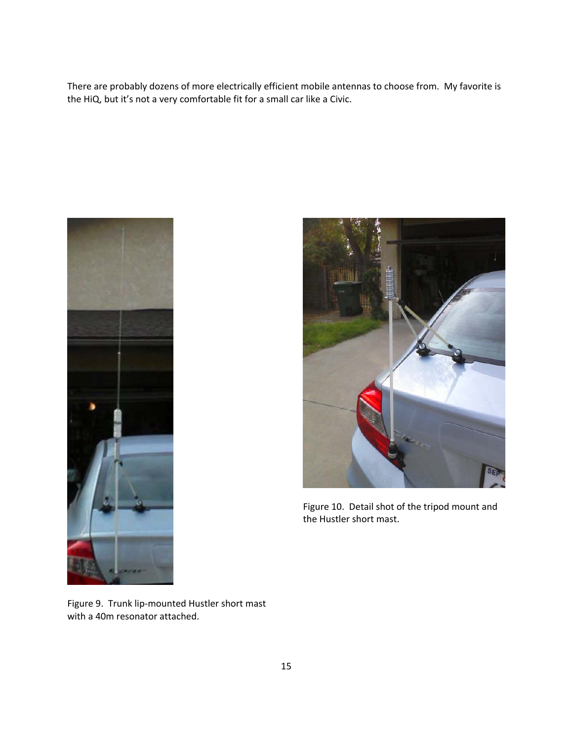There are probably dozens of more electrically efficient mobile antennas to choose from. My favorite is the HiQ, but it's not a very comfortable fit for a small car like a Civic.

Figure 9. Trunk lip-mounted Hustler short mast with a 40m resonator attached.

Figure 10. Detail shot of the tripod mount and the Hustler short mast.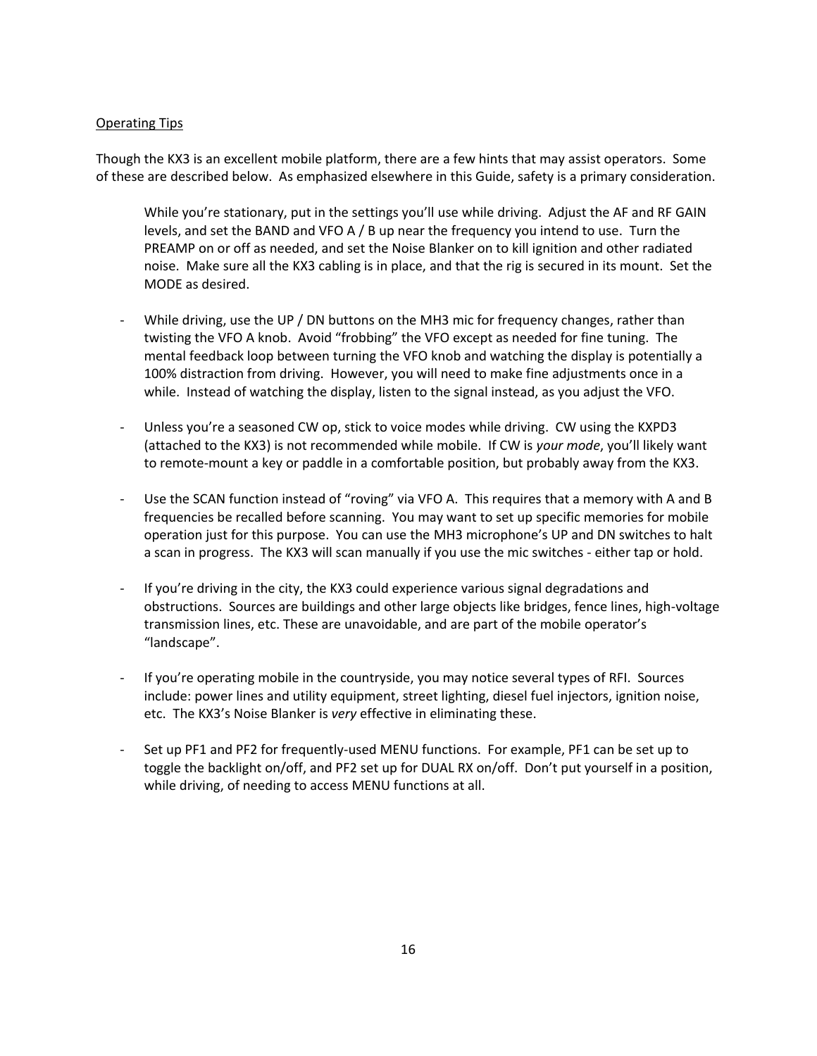Operating Tips

Though the KX3 is an excellent mobile platform, there are a few hints that may assist operators. Some of these are described below. As emphasized elsewhere in this Guide, safety is a primary consideration.

While you're stationary, put in the settings you'll use while driving. Adjust the AF and RF GAIN levels, and set the BAND and VFO A / B up near the frequency you intend to use. Turn the PREAMP on or off as needed, and set the Noise Blanker on to kill ignition and other radiated noise. Make sure all the KX3 cabling is in place, and that the rig is secured in its mount. Set the MODE as desired.

- While driving, use the UP / DN buttons on the MH3 mic for frequency changes, rather than twisting the VFO A knob. Avoid "frobbing" the VFO except as needed for fine tuning. The mental feedback loop between turning the VFO knob and watching the display is potentially a 100% distraction from driving. However, you will need to make fine adjustments once in a while. Instead of watching the display, listen to the signal instead, as you adjust the VFO.

- Unless you're a seasoned CW op, stick to voice modes while driving. CW using the KXPD3 (attached to the KX3) is not recommended while mobile. If CW is *your mode*, you'll likely want to remote-mount a key or paddle in a comfortable position, but probably away from the KX3.

- Use the SCAN function instead of "roving" via VFO A. This requires that a memory with A and B frequencies be recalled before scanning. You may want to set up specific memories for mobile operation just for this purpose. You can use the MH3 microphone's UP and DN switches to halt a scan in progress. The KX3 will scan manually if you use the mic switches - either tap or hold.

- If you're driving in the city, the KX3 could experience various signal degradations and obstructions. Sources are buildings and other large objects like bridges, fence lines, high-voltage transmission lines, etc. These are unavoidable, and are part of the mobile operator's "landscape".

- If you're operating mobile in the countryside, you may notice several types of RFI. Sources include: power lines and utility equipment, street lighting, diesel fuel injectors, ignition noise, etc. The KX3's Noise Blanker is *very* effective in eliminating these.

- Set up PF1 and PF2 for frequently-used MENU functions. For example, PF1 can be set up to toggle the backlight on/off, and PF2 set up for DUAL RX on/off. Don't put yourself in a position, while driving, of needing to access MENU functions at all.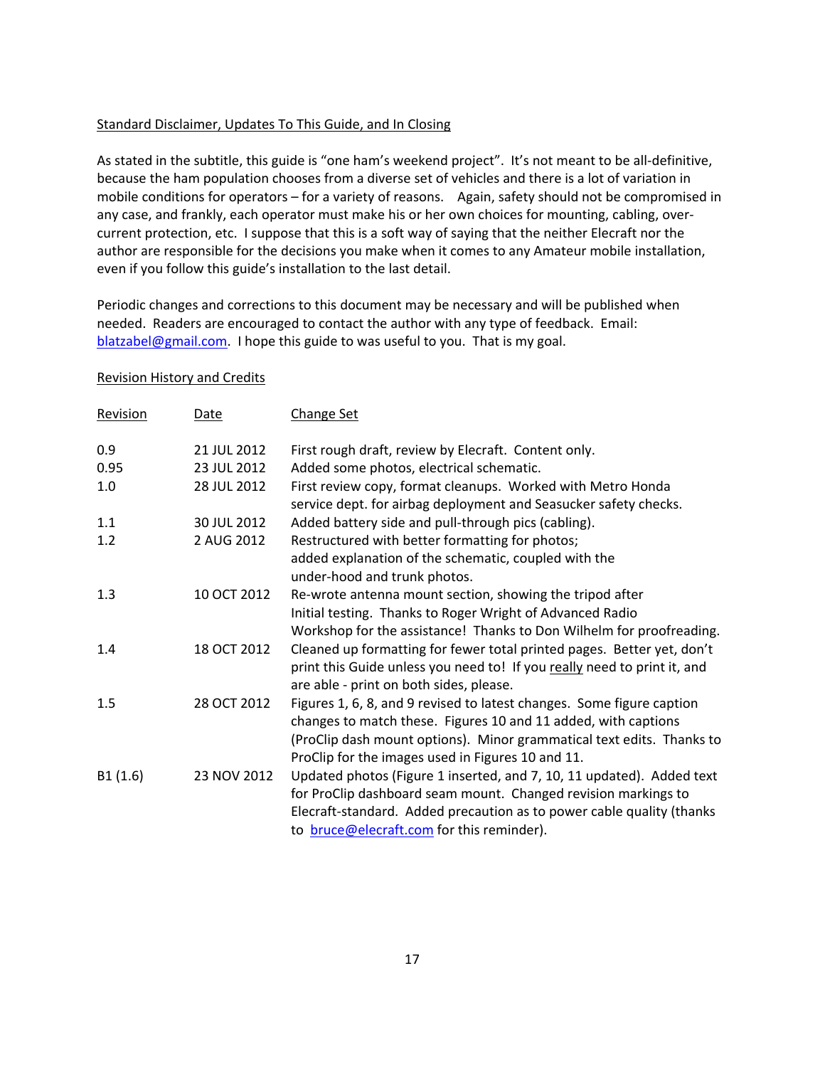<u>Standard Disclaimer, Updates To This Guide, and In Closing</u>

As stated in the subtitle, this guide is "one ham's weekend project". It's not meant to be all-definitive, because the ham population chooses from a diverse set of vehicles and there is a lot of variation in mobile conditions for operators – for a variety of reasons. Again, safety should not be compromised in any case, and frankly, each operator must make his or her own choices for mounting, cabling, over-current protection, etc. I suppose that this is a soft way of saying that the neither Elecraft nor the author are responsible for the decisions you make when it comes to any Amateur mobile installation, even if you follow this guide's installation to the last detail.

Periodic changes and corrections to this document may be necessary and will be published when needed. Readers are encouraged to contact the author with any type of feedback. Email: blatzabel@gmail.com. I hope this guide to was useful to you. That is my goal.

<u>Revision History and Credits</u>

| Revision | Date | Change Set |
|---|---|---|
| 0.9 | 21 JUL 2012 | First rough draft, review by Elecraft. Content only. |
| 0.95 | 23 JUL 2012 | Added some photos, electrical schematic. |
| 1.0 | 28 JUL 2012 | First review copy, format cleanups. Worked with Metro Honda service dept. for airbag deployment and Seasucker safety checks. |
| 1.1 | 30 JUL 2012 | Added battery side and pull-through pics (cabling). |
| 1.2 | 2 AUG 2012 | Restructured with better formatting for photos; added explanation of the schematic, coupled with the under-hood and trunk photos. |
| 1.3 | 10 OCT 2012 | Re-wrote antenna mount section, showing the tripod after Initial testing. Thanks to Roger Wright of Advanced Radio Workshop for the assistance! Thanks to Don Wilhelm for proofreading. |
| 1.4 | 18 OCT 2012 | Cleaned up formatting for fewer total printed pages. Better yet, don't print this Guide unless you need to! If you <u>really</u> need to print it, and are able - print on both sides, please. |
| 1.5 | 28 OCT 2012 | Figures 1, 6, 8, and 9 revised to latest changes. Some figure caption changes to match these. Figures 10 and 11 added, with captions (ProClip dash mount options). Minor grammatical text edits. Thanks to ProClip for the images used in Figures 10 and 11. |
| B1 (1.6) | 23 NOV 2012 | Updated photos (Figure 1 inserted, and 7, 10, 11 updated). Added text for ProClip dashboard seam mount. Changed revision markings to Elecraft-standard. Added precaution as to power cable quality (thanks to bruce@elecraft.com for this reminder). |